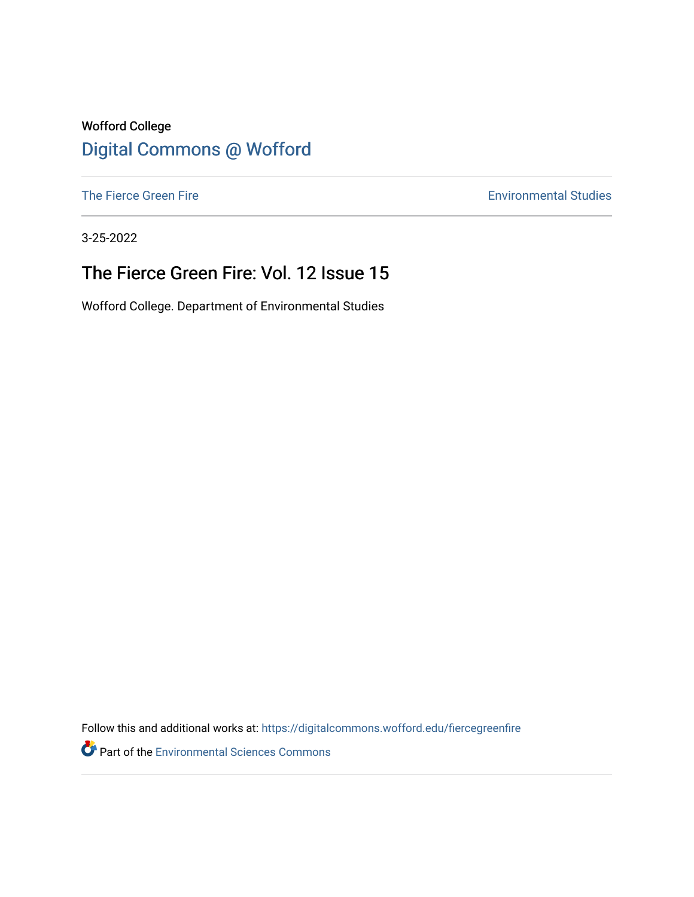Wofford College

# Digital Commons @ Wofford

The Fierce Green Fire | Environmental Studies

3-25-2022

## The Fierce Green Fire: Vol. 12 Issue 15

Wofford College. Department of Environmental Studies

Follow this and additional works at: https://digitalcommons.wofford.edu/fiercegreenfire

Part of the Environmental Sciences Commons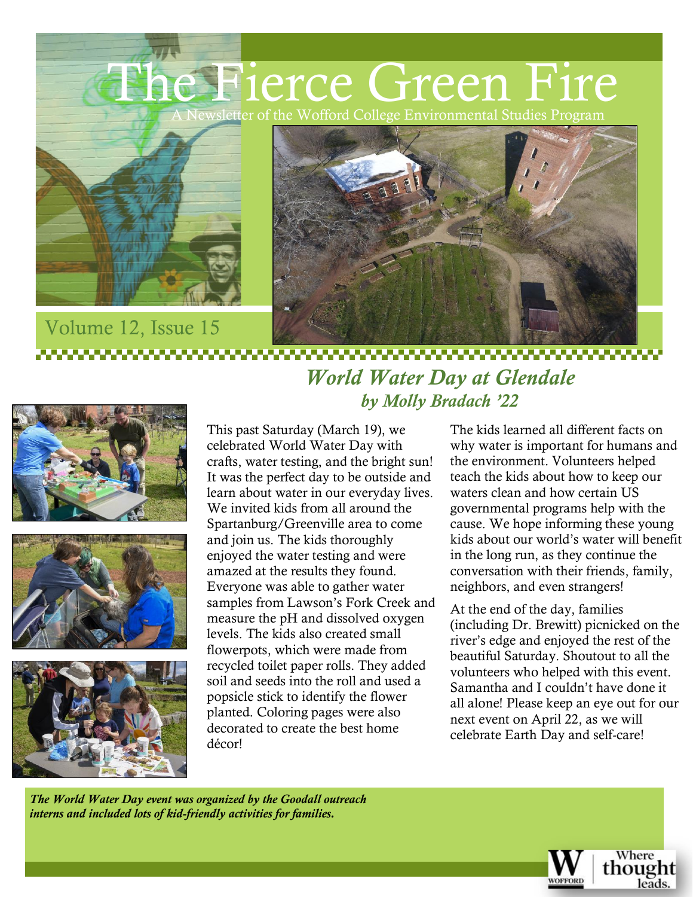# The Fierce Green Fire

A Newsletter of the Wofford College Environmental Studies Program

Volume 12, Issue 15

## *World Water Day at Glendale*

### *by Molly Bradach '22*

This past Saturday (March 19), we celebrated World Water Day with crafts, water testing, and the bright sun! It was the perfect day to be outside and learn about water in our everyday lives. We invited kids from all around the Spartanburg/Greenville area to come and join us. The kids thoroughly enjoyed the water testing and were amazed at the results they found. Everyone was able to gather water samples from Lawson's Fork Creek and measure the pH and dissolved oxygen levels. The kids also created small flowerpots, which were made from recycled toilet paper rolls. They added soil and seeds into the roll and used a popsicle stick to identify the flower planted. Coloring pages were also decorated to create the best home décor!

The kids learned all different facts on why water is important for humans and the environment. Volunteers helped teach the kids about how to keep our waters clean and how certain US governmental programs help with the cause. We hope informing these young kids about our world's water will benefit in the long run, as they continue the conversation with their friends, family, neighbors, and even strangers!

At the end of the day, families (including Dr. Brewitt) picnicked on the river's edge and enjoyed the rest of the beautiful Saturday. Shoutout to all the volunteers who helped with this event. Samantha and I couldn't have done it all alone! Please keep an eye out for our next event on April 22, as we will celebrate Earth Day and self-care!

***The World Water Day event was organized by the Goodall outreach interns and included lots of kid-friendly activities for families.***

Wofford — Where thought leads.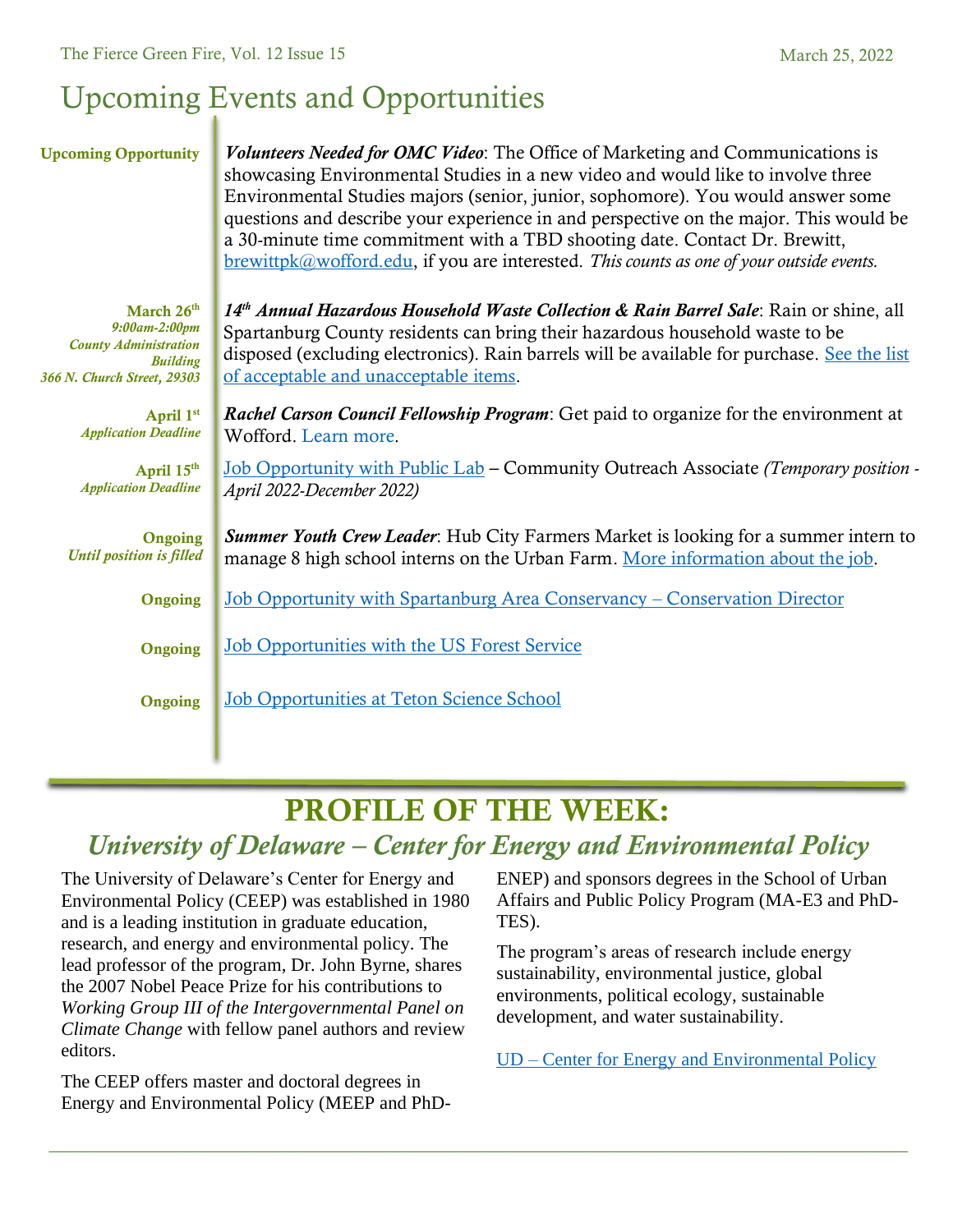# Upcoming Events and Opportunities

**Upcoming Opportunity**

***Volunteers Needed for OMC Video***: The Office of Marketing and Communications is showcasing Environmental Studies in a new video and would like to involve three Environmental Studies majors (senior, junior, sophomore). You would answer some questions and describe your experience in and perspective on the major. This would be a 30-minute time commitment with a TBD shooting date. Contact Dr. Brewitt, brewittpk@wofford.edu, if you are interested. *This counts as one of your outside events.*

**March 26th**
*9:00am-2:00pm*
*County Administration Building*
*366 N. Church Street, 29303*

***14th Annual Hazardous Household Waste Collection & Rain Barrel Sale***: Rain or shine, all Spartanburg County residents can bring their hazardous household waste to be disposed (excluding electronics). Rain barrels will be available for purchase. See the list of acceptable and unacceptable items.

**April 1st**
*Application Deadline*

***Rachel Carson Council Fellowship Program***: Get paid to organize for the environment at Wofford. Learn more.

**April 15th**
*Application Deadline*

Job Opportunity with Public Lab – Community Outreach Associate *(Temporary position - April 2022-December 2022)*

**Ongoing**
*Until position is filled*

***Summer Youth Crew Leader***: Hub City Farmers Market is looking for a summer intern to manage 8 high school interns on the Urban Farm. More information about the job.

**Ongoing**

Job Opportunity with Spartanburg Area Conservancy – Conservation Director

**Ongoing**

Job Opportunities with the US Forest Service

**Ongoing**

Job Opportunities at Teton Science School

# PROFILE OF THE WEEK:

## *University of Delaware – Center for Energy and Environmental Policy*

The University of Delaware's Center for Energy and Environmental Policy (CEEP) was established in 1980 and is a leading institution in graduate education, research, and energy and environmental policy. The lead professor of the program, Dr. John Byrne, shares the 2007 Nobel Peace Prize for his contributions to *Working Group III of the Intergovernmental Panel on Climate Change* with fellow panel authors and review editors.

The CEEP offers master and doctoral degrees in Energy and Environmental Policy (MEEP and PhD-ENEP) and sponsors degrees in the School of Urban Affairs and Public Policy Program (MA-E3 and PhD-TES).

The program's areas of research include energy sustainability, environmental justice, global environments, political ecology, sustainable development, and water sustainability.

UD – Center for Energy and Environmental Policy